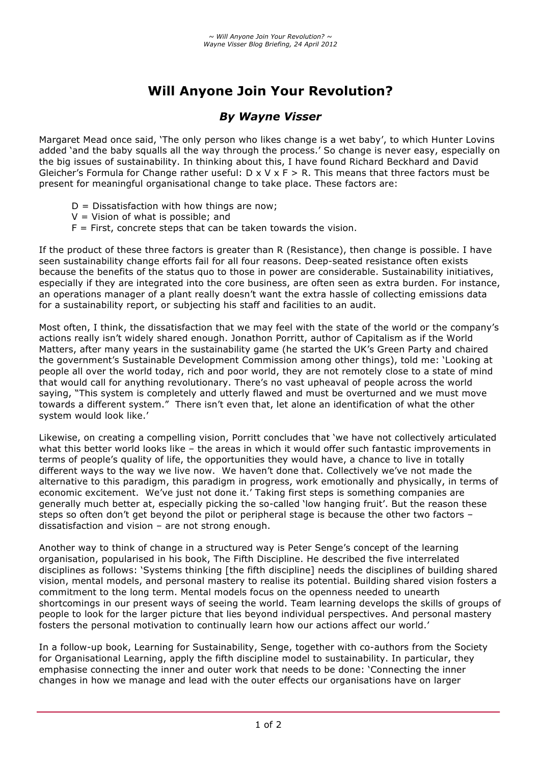# Will Anyone Join Your Revolution?

## *By Wayne Visser*

Margaret Mead once said, 'The only person who likes change is a wet baby', to which Hunter Lovins added 'and the baby squalls all the way through the process.' So change is never easy, especially on the big issues of sustainability. In thinking about this, I have found Richard Beckhard and David Gleicher's Formula for Change rather useful: $D \times V \times F > R$. This means that three factors must be present for meaningful organisational change to take place. These factors are:

- D = Dissatisfaction with how things are now;
- V = Vision of what is possible; and
- F = First, concrete steps that can be taken towards the vision.

If the product of these three factors is greater than R (Resistance), then change is possible. I have seen sustainability change efforts fail for all four reasons. Deep-seated resistance often exists because the benefits of the status quo to those in power are considerable. Sustainability initiatives, especially if they are integrated into the core business, are often seen as extra burden. For instance, an operations manager of a plant really doesn't want the extra hassle of collecting emissions data for a sustainability report, or subjecting his staff and facilities to an audit.

Most often, I think, the dissatisfaction that we may feel with the state of the world or the company's actions really isn't widely shared enough. Jonathon Porritt, author of Capitalism as if the World Matters, after many years in the sustainability game (he started the UK's Green Party and chaired the government's Sustainable Development Commission among other things), told me: 'Looking at people all over the world today, rich and poor world, they are not remotely close to a state of mind that would call for anything revolutionary. There's no vast upheaval of people across the world saying, "This system is completely and utterly flawed and must be overturned and we must move towards a different system." There isn't even that, let alone an identification of what the other system would look like.'

Likewise, on creating a compelling vision, Porritt concludes that 'we have not collectively articulated what this better world looks like – the areas in which it would offer such fantastic improvements in terms of people's quality of life, the opportunities they would have, a chance to live in totally different ways to the way we live now. We haven't done that. Collectively we've not made the alternative to this paradigm, this paradigm in progress, work emotionally and physically, in terms of economic excitement. We've just not done it.' Taking first steps is something companies are generally much better at, especially picking the so-called 'low hanging fruit'. But the reason these steps so often don't get beyond the pilot or peripheral stage is because the other two factors – dissatisfaction and vision – are not strong enough.

Another way to think of change in a structured way is Peter Senge's concept of the learning organisation, popularised in his book, The Fifth Discipline. He described the five interrelated disciplines as follows: 'Systems thinking [the fifth discipline] needs the disciplines of building shared vision, mental models, and personal mastery to realise its potential. Building shared vision fosters a commitment to the long term. Mental models focus on the openness needed to unearth shortcomings in our present ways of seeing the world. Team learning develops the skills of groups of people to look for the larger picture that lies beyond individual perspectives. And personal mastery fosters the personal motivation to continually learn how our actions affect our world.'

In a follow-up book, Learning for Sustainability, Senge, together with co-authors from the Society for Organisational Learning, apply the fifth discipline model to sustainability. In particular, they emphasise connecting the inner and outer work that needs to be done: 'Connecting the inner changes in how we manage and lead with the outer effects our organisations have on larger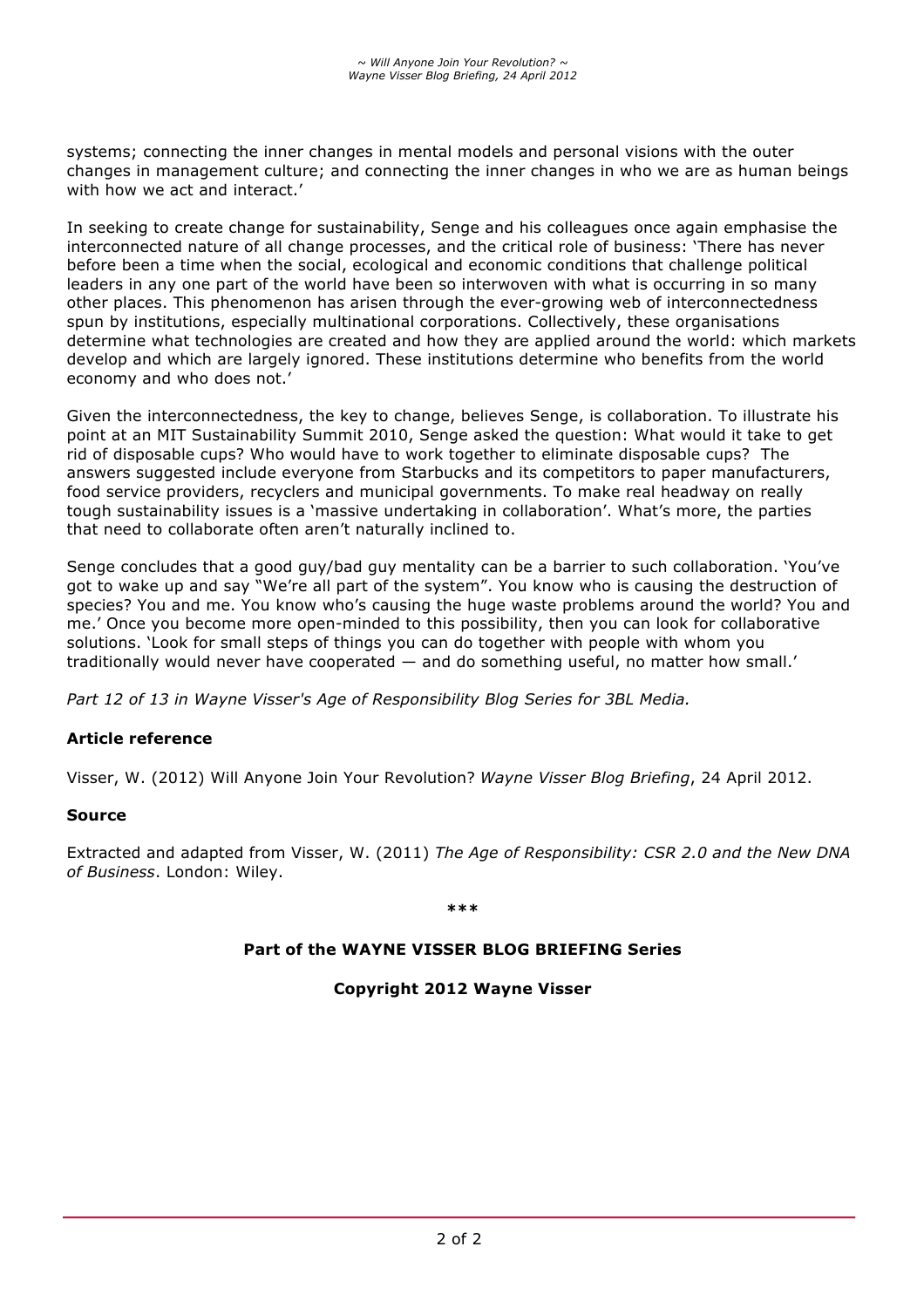systems; connecting the inner changes in mental models and personal visions with the outer changes in management culture; and connecting the inner changes in who we are as human beings with how we act and interact.'

In seeking to create change for sustainability, Senge and his colleagues once again emphasise the interconnected nature of all change processes, and the critical role of business: 'There has never before been a time when the social, ecological and economic conditions that challenge political leaders in any one part of the world have been so interwoven with what is occurring in so many other places. This phenomenon has arisen through the ever-growing web of interconnectedness spun by institutions, especially multinational corporations. Collectively, these organisations determine what technologies are created and how they are applied around the world: which markets develop and which are largely ignored. These institutions determine who benefits from the world economy and who does not.'

Given the interconnectedness, the key to change, believes Senge, is collaboration. To illustrate his point at an MIT Sustainability Summit 2010, Senge asked the question: What would it take to get rid of disposable cups? Who would have to work together to eliminate disposable cups? The answers suggested include everyone from Starbucks and its competitors to paper manufacturers, food service providers, recyclers and municipal governments. To make real headway on really tough sustainability issues is a 'massive undertaking in collaboration'. What's more, the parties that need to collaborate often aren't naturally inclined to.

Senge concludes that a good guy/bad guy mentality can be a barrier to such collaboration. 'You've got to wake up and say "We're all part of the system". You know who is causing the destruction of species? You and me. You know who's causing the huge waste problems around the world? You and me.' Once you become more open-minded to this possibility, then you can look for collaborative solutions. 'Look for small steps of things you can do together with people with whom you traditionally would never have cooperated — and do something useful, no matter how small.'

*Part 12 of 13 in Wayne Visser's Age of Responsibility Blog Series for 3BL Media.*

### Article reference

Visser, W. (2012) Will Anyone Join Your Revolution? *Wayne Visser Blog Briefing*, 24 April 2012.

### Source

Extracted and adapted from Visser, W. (2011) *The Age of Responsibility: CSR 2.0 and the New DNA of Business*. London: Wiley.

***

**Part of the WAYNE VISSER BLOG BRIEFING Series**

**Copyright 2012 Wayne Visser**